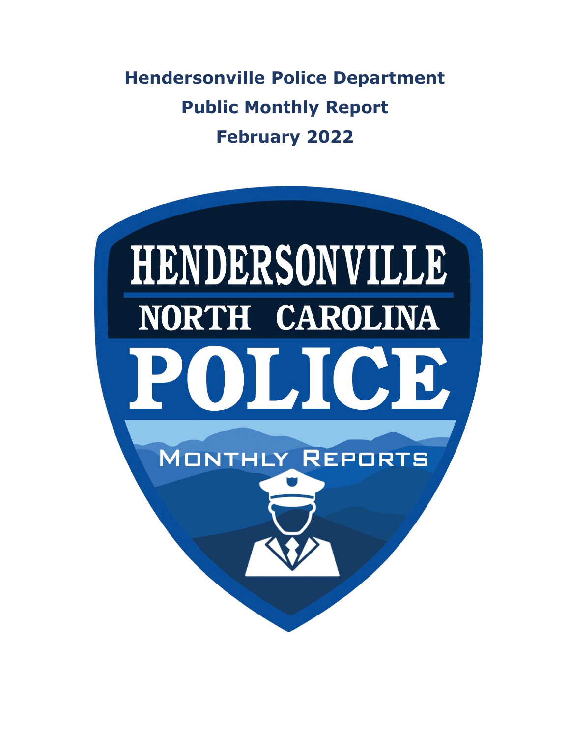# Hendersonville Police Department

## Public Monthly Report

## February 2022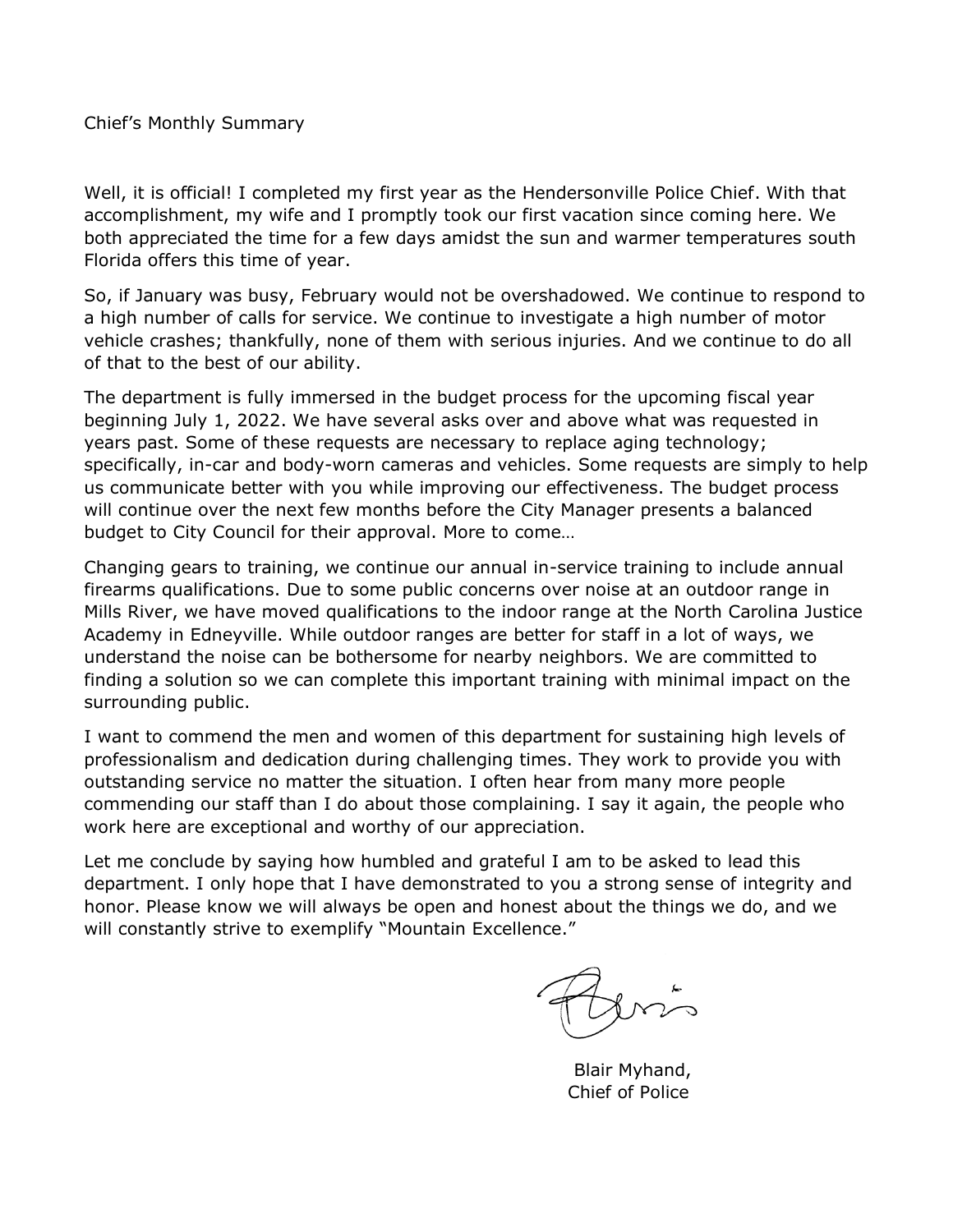Chief's Monthly Summary

Well, it is official! I completed my first year as the Hendersonville Police Chief. With that accomplishment, my wife and I promptly took our first vacation since coming here. We both appreciated the time for a few days amidst the sun and warmer temperatures south Florida offers this time of year.

So, if January was busy, February would not be overshadowed. We continue to respond to a high number of calls for service. We continue to investigate a high number of motor vehicle crashes; thankfully, none of them with serious injuries. And we continue to do all of that to the best of our ability.

The department is fully immersed in the budget process for the upcoming fiscal year beginning July 1, 2022. We have several asks over and above what was requested in years past. Some of these requests are necessary to replace aging technology; specifically, in-car and body-worn cameras and vehicles. Some requests are simply to help us communicate better with you while improving our effectiveness. The budget process will continue over the next few months before the City Manager presents a balanced budget to City Council for their approval. More to come…

Changing gears to training, we continue our annual in-service training to include annual firearms qualifications. Due to some public concerns over noise at an outdoor range in Mills River, we have moved qualifications to the indoor range at the North Carolina Justice Academy in Edneyville. While outdoor ranges are better for staff in a lot of ways, we understand the noise can be bothersome for nearby neighbors. We are committed to finding a solution so we can complete this important training with minimal impact on the surrounding public.

I want to commend the men and women of this department for sustaining high levels of professionalism and dedication during challenging times. They work to provide you with outstanding service no matter the situation. I often hear from many more people commending our staff than I do about those complaining. I say it again, the people who work here are exceptional and worthy of our appreciation.

Let me conclude by saying how humbled and grateful I am to be asked to lead this department. I only hope that I have demonstrated to you a strong sense of integrity and honor. Please know we will always be open and honest about the things we do, and we will constantly strive to exemplify "Mountain Excellence."

Blair Myhand,
Chief of Police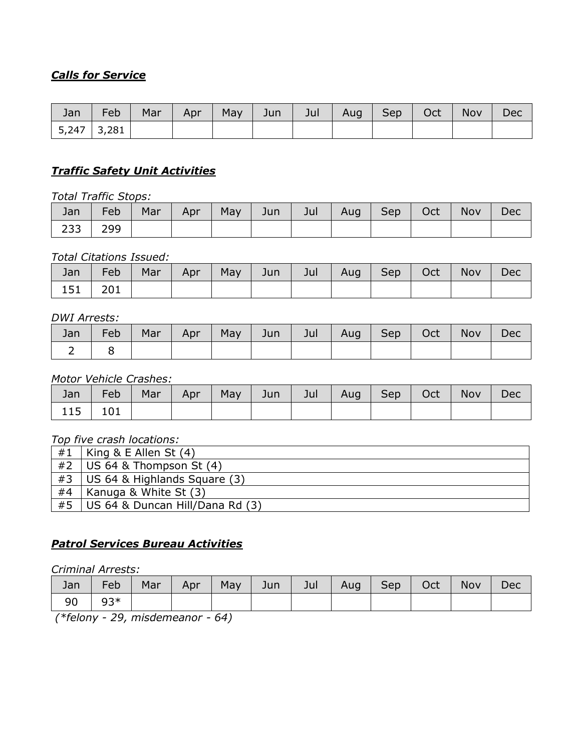***Calls for Service***

| Jan | Feb | Mar | Apr | May | Jun | Jul | Aug | Sep | Oct | Nov | Dec |
| --- | --- | --- | --- | --- | --- | --- | --- | --- | --- | --- | --- |
| 5,247 | 3,281 | | | | | | | | | | |

***Traffic Safety Unit Activities***

*Total Traffic Stops:*

| Jan | Feb | Mar | Apr | May | Jun | Jul | Aug | Sep | Oct | Nov | Dec |
| --- | --- | --- | --- | --- | --- | --- | --- | --- | --- | --- | --- |
| 233 | 299 | | | | | | | | | | |

*Total Citations Issued:*

| Jan | Feb | Mar | Apr | May | Jun | Jul | Aug | Sep | Oct | Nov | Dec |
| --- | --- | --- | --- | --- | --- | --- | --- | --- | --- | --- | --- |
| 151 | 201 | | | | | | | | | | |

*DWI Arrests:*

| Jan | Feb | Mar | Apr | May | Jun | Jul | Aug | Sep | Oct | Nov | Dec |
| --- | --- | --- | --- | --- | --- | --- | --- | --- | --- | --- | --- |
| 2 | 8 | | | | | | | | | | |

*Motor Vehicle Crashes:*

| Jan | Feb | Mar | Apr | May | Jun | Jul | Aug | Sep | Oct | Nov | Dec |
| --- | --- | --- | --- | --- | --- | --- | --- | --- | --- | --- | --- |
| 115 | 101 | | | | | | | | | | |

*Top five crash locations:*

| | |
| --- | --- |
| #1 | King & E Allen St (4) |
| #2 | US 64 & Thompson St (4) |
| #3 | US 64 & Highlands Square (3) |
| #4 | Kanuga & White St (3) |
| #5 | US 64 & Duncan Hill/Dana Rd (3) |

***Patrol Services Bureau Activities***

*Criminal Arrests:*

| Jan | Feb | Mar | Apr | May | Jun | Jul | Aug | Sep | Oct | Nov | Dec |
| --- | --- | --- | --- | --- | --- | --- | --- | --- | --- | --- | --- |
| 90 | 93* | | | | | | | | | | |

*(*felony - 29, misdemeanor - 64)*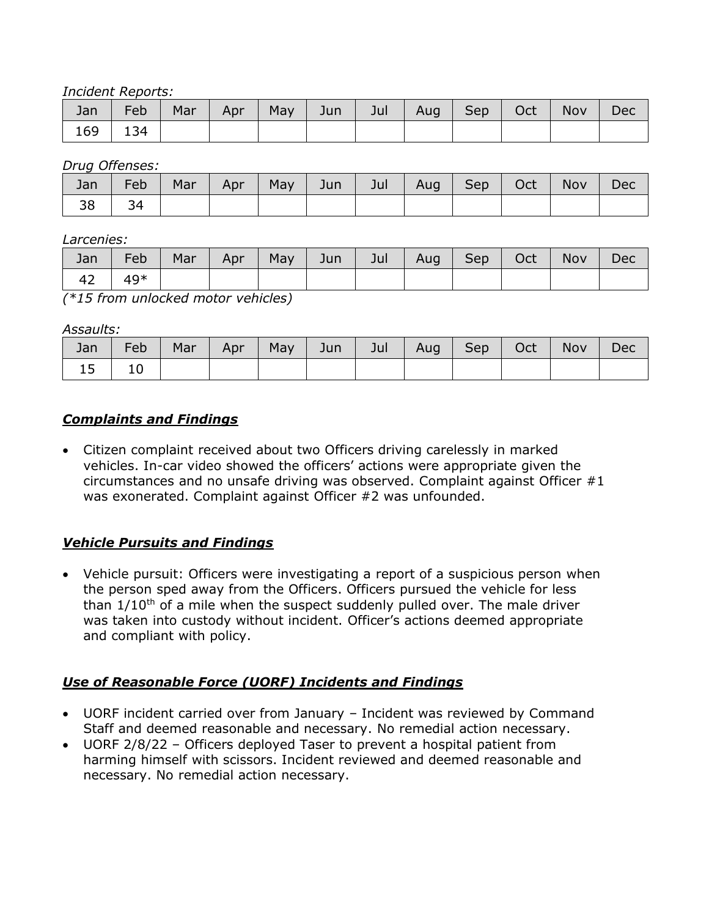*Incident Reports:*

| Jan | Feb | Mar | Apr | May | Jun | Jul | Aug | Sep | Oct | Nov | Dec |
|---|---|---|---|---|---|---|---|---|---|---|---|
| 169 | 134 | | | | | | | | | | |

*Drug Offenses:*

| Jan | Feb | Mar | Apr | May | Jun | Jul | Aug | Sep | Oct | Nov | Dec |
|---|---|---|---|---|---|---|---|---|---|---|---|
| 38 | 34 | | | | | | | | | | |

*Larcenies:*

| Jan | Feb | Mar | Apr | May | Jun | Jul | Aug | Sep | Oct | Nov | Dec |
|---|---|---|---|---|---|---|---|---|---|---|---|
| 42 | 49* | | | | | | | | | | |

*(*15 from unlocked motor vehicles)*

*Assaults:*

| Jan | Feb | Mar | Apr | May | Jun | Jul | Aug | Sep | Oct | Nov | Dec |
|---|---|---|---|---|---|---|---|---|---|---|---|
| 15 | 10 | | | | | | | | | | |

## ***Complaints and Findings***

- Citizen complaint received about two Officers driving carelessly in marked vehicles. In-car video showed the officers' actions were appropriate given the circumstances and no unsafe driving was observed. Complaint against Officer #1 was exonerated. Complaint against Officer #2 was unfounded.

## ***Vehicle Pursuits and Findings***

- Vehicle pursuit: Officers were investigating a report of a suspicious person when the person sped away from the Officers. Officers pursued the vehicle for less than $1/10^{th}$ of a mile when the suspect suddenly pulled over. The male driver was taken into custody without incident. Officer's actions deemed appropriate and compliant with policy.

## ***Use of Reasonable Force (UORF) Incidents and Findings***

- UORF incident carried over from January – Incident was reviewed by Command Staff and deemed reasonable and necessary. No remedial action necessary.
- UORF 2/8/22 – Officers deployed Taser to prevent a hospital patient from harming himself with scissors. Incident reviewed and deemed reasonable and necessary. No remedial action necessary.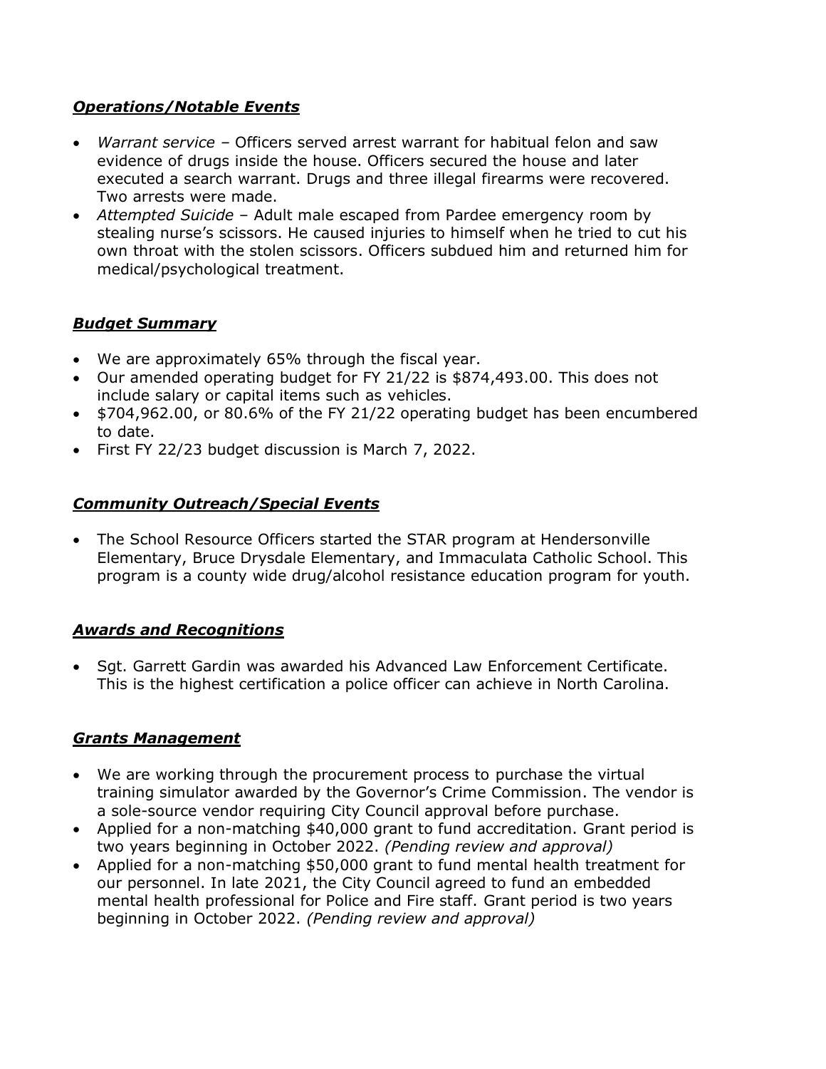## ***Operations/Notable Events***

- *Warrant service* – Officers served arrest warrant for habitual felon and saw evidence of drugs inside the house. Officers secured the house and later executed a search warrant. Drugs and three illegal firearms were recovered. Two arrests were made.
- *Attempted Suicide* – Adult male escaped from Pardee emergency room by stealing nurse's scissors. He caused injuries to himself when he tried to cut his own throat with the stolen scissors. Officers subdued him and returned him for medical/psychological treatment.

## ***Budget Summary***

- We are approximately 65% through the fiscal year.
- Our amended operating budget for FY 21/22 is $874,493.00. This does not include salary or capital items such as vehicles.
- $704,962.00, or 80.6% of the FY 21/22 operating budget has been encumbered to date.
- First FY 22/23 budget discussion is March 7, 2022.

## ***Community Outreach/Special Events***

- The School Resource Officers started the STAR program at Hendersonville Elementary, Bruce Drysdale Elementary, and Immaculata Catholic School. This program is a county wide drug/alcohol resistance education program for youth.

## ***Awards and Recognitions***

- Sgt. Garrett Gardin was awarded his Advanced Law Enforcement Certificate. This is the highest certification a police officer can achieve in North Carolina.

## ***Grants Management***

- We are working through the procurement process to purchase the virtual training simulator awarded by the Governor's Crime Commission. The vendor is a sole-source vendor requiring City Council approval before purchase.
- Applied for a non-matching $40,000 grant to fund accreditation. Grant period is two years beginning in October 2022. *(Pending review and approval)*
- Applied for a non-matching $50,000 grant to fund mental health treatment for our personnel. In late 2021, the City Council agreed to fund an embedded mental health professional for Police and Fire staff. Grant period is two years beginning in October 2022. *(Pending review and approval)*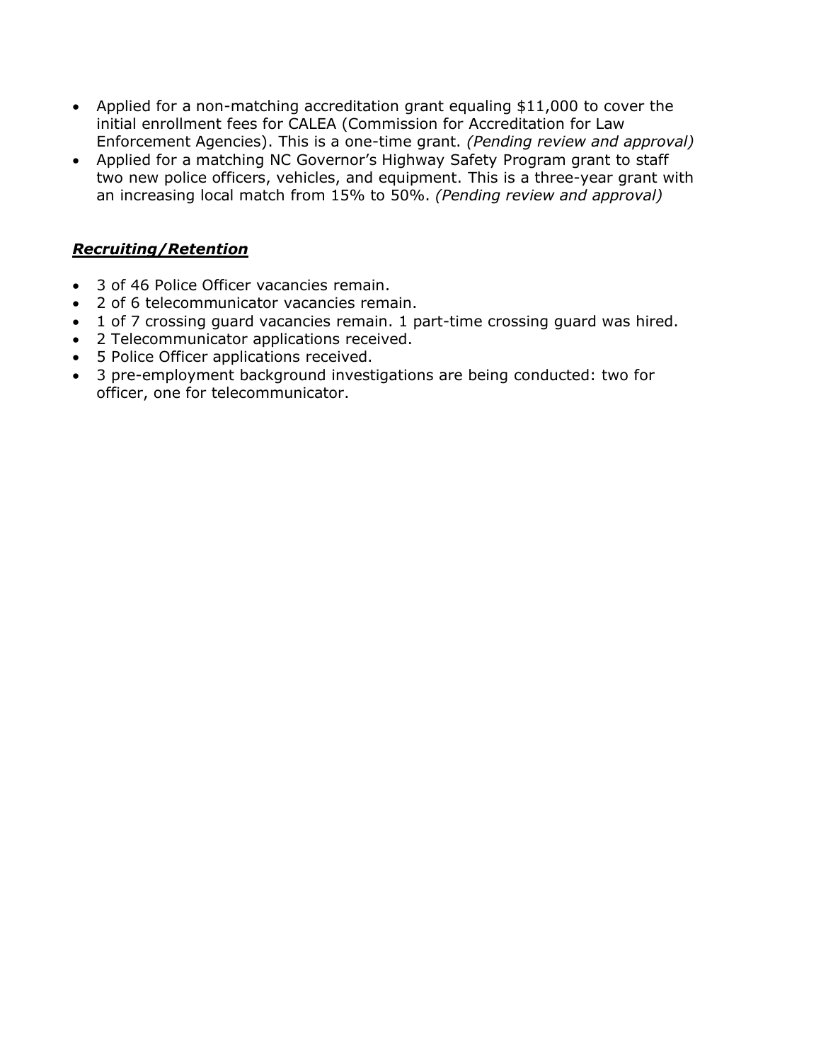- Applied for a non-matching accreditation grant equaling $11,000 to cover the initial enrollment fees for CALEA (Commission for Accreditation for Law Enforcement Agencies). This is a one-time grant. *(Pending review and approval)*
- Applied for a matching NC Governor's Highway Safety Program grant to staff two new police officers, vehicles, and equipment. This is a three-year grant with an increasing local match from 15% to 50%. *(Pending review and approval)*

***<u>Recruiting/Retention</u>***

- 3 of 46 Police Officer vacancies remain.
- 2 of 6 telecommunicator vacancies remain.
- 1 of 7 crossing guard vacancies remain. 1 part-time crossing guard was hired.
- 2 Telecommunicator applications received.
- 5 Police Officer applications received.
- 3 pre-employment background investigations are being conducted: two for officer, one for telecommunicator.